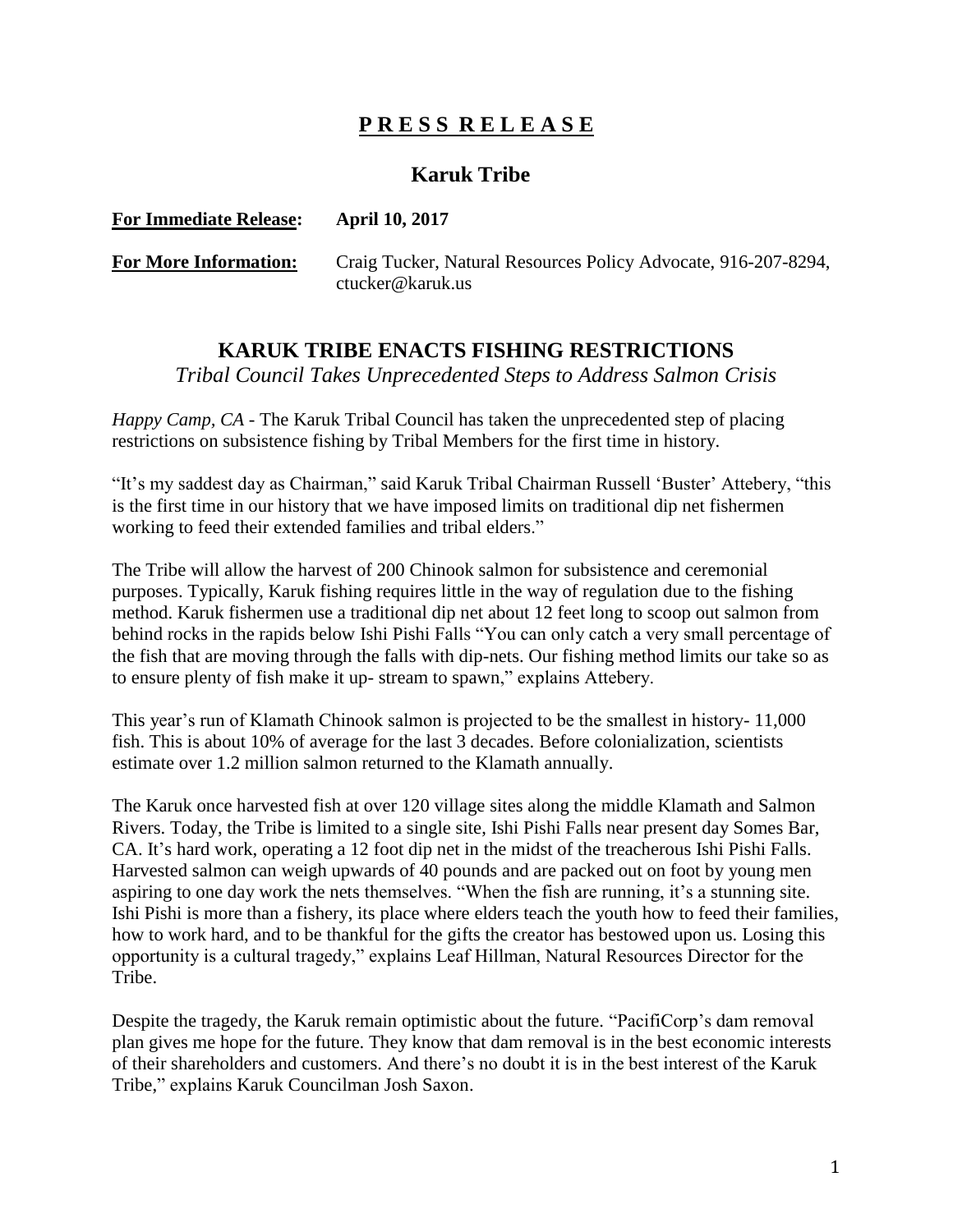# **P R E S S R E L E A S E**

## Karuk Tribe

**For Immediate Release:** **April 10, 2017**

**For More Information:** Craig Tucker, Natural Resources Policy Advocate, 916-207-8294, ctucker@karuk.us

## KARUK TRIBE ENACTS FISHING RESTRICTIONS

*Tribal Council Takes Unprecedented Steps to Address Salmon Crisis*

*Happy Camp, CA* - The Karuk Tribal Council has taken the unprecedented step of placing restrictions on subsistence fishing by Tribal Members for the first time in history.

"It's my saddest day as Chairman," said Karuk Tribal Chairman Russell 'Buster' Attebery, "this is the first time in our history that we have imposed limits on traditional dip net fishermen working to feed their extended families and tribal elders."

The Tribe will allow the harvest of 200 Chinook salmon for subsistence and ceremonial purposes. Typically, Karuk fishing requires little in the way of regulation due to the fishing method. Karuk fishermen use a traditional dip net about 12 feet long to scoop out salmon from behind rocks in the rapids below Ishi Pishi Falls "You can only catch a very small percentage of the fish that are moving through the falls with dip-nets. Our fishing method limits our take so as to ensure plenty of fish make it up- stream to spawn," explains Attebery.

This year's run of Klamath Chinook salmon is projected to be the smallest in history- 11,000 fish. This is about 10% of average for the last 3 decades. Before colonialization, scientists estimate over 1.2 million salmon returned to the Klamath annually.

The Karuk once harvested fish at over 120 village sites along the middle Klamath and Salmon Rivers. Today, the Tribe is limited to a single site, Ishi Pishi Falls near present day Somes Bar, CA. It's hard work, operating a 12 foot dip net in the midst of the treacherous Ishi Pishi Falls. Harvested salmon can weigh upwards of 40 pounds and are packed out on foot by young men aspiring to one day work the nets themselves. "When the fish are running, it's a stunning site. Ishi Pishi is more than a fishery, its place where elders teach the youth how to feed their families, how to work hard, and to be thankful for the gifts the creator has bestowed upon us. Losing this opportunity is a cultural tragedy," explains Leaf Hillman, Natural Resources Director for the Tribe.

Despite the tragedy, the Karuk remain optimistic about the future. "PacifiCorp's dam removal plan gives me hope for the future. They know that dam removal is in the best economic interests of their shareholders and customers. And there's no doubt it is in the best interest of the Karuk Tribe," explains Karuk Councilman Josh Saxon.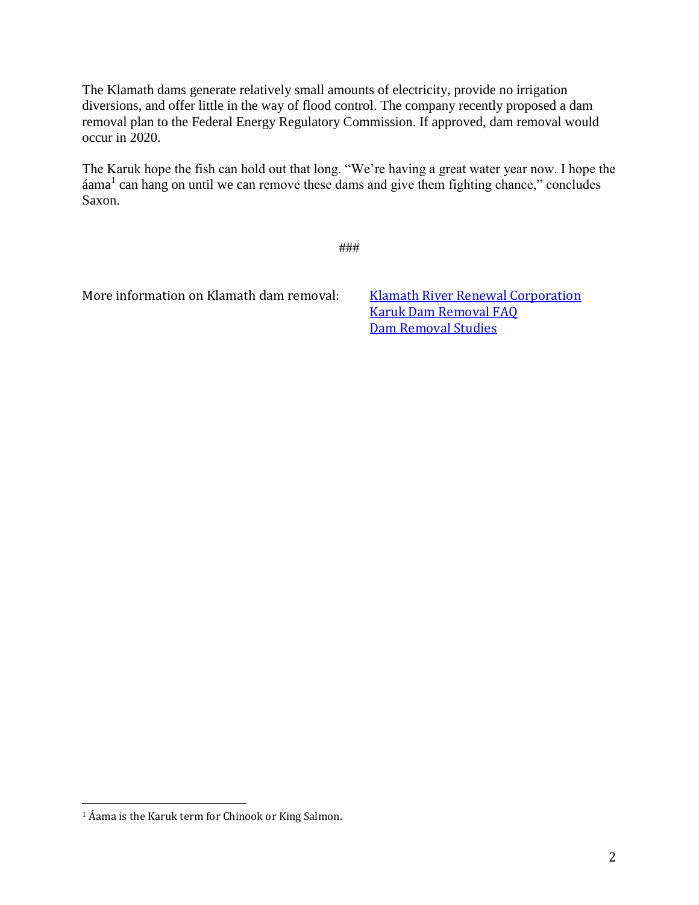The Klamath dams generate relatively small amounts of electricity, provide no irrigation diversions, and offer little in the way of flood control. The company recently proposed a dam removal plan to the Federal Energy Regulatory Commission. If approved, dam removal would occur in 2020.

The Karuk hope the fish can hold out that long. "We're having a great water year now. I hope the áama[1] can hang on until we can remove these dams and give them fighting chance," concludes Saxon.

###

More information on Klamath dam removal:

- Klamath River Renewal Corporation
- Karuk Dam Removal FAQ
- Dam Removal Studies

[1] Áama is the Karuk term for Chinook or King Salmon.